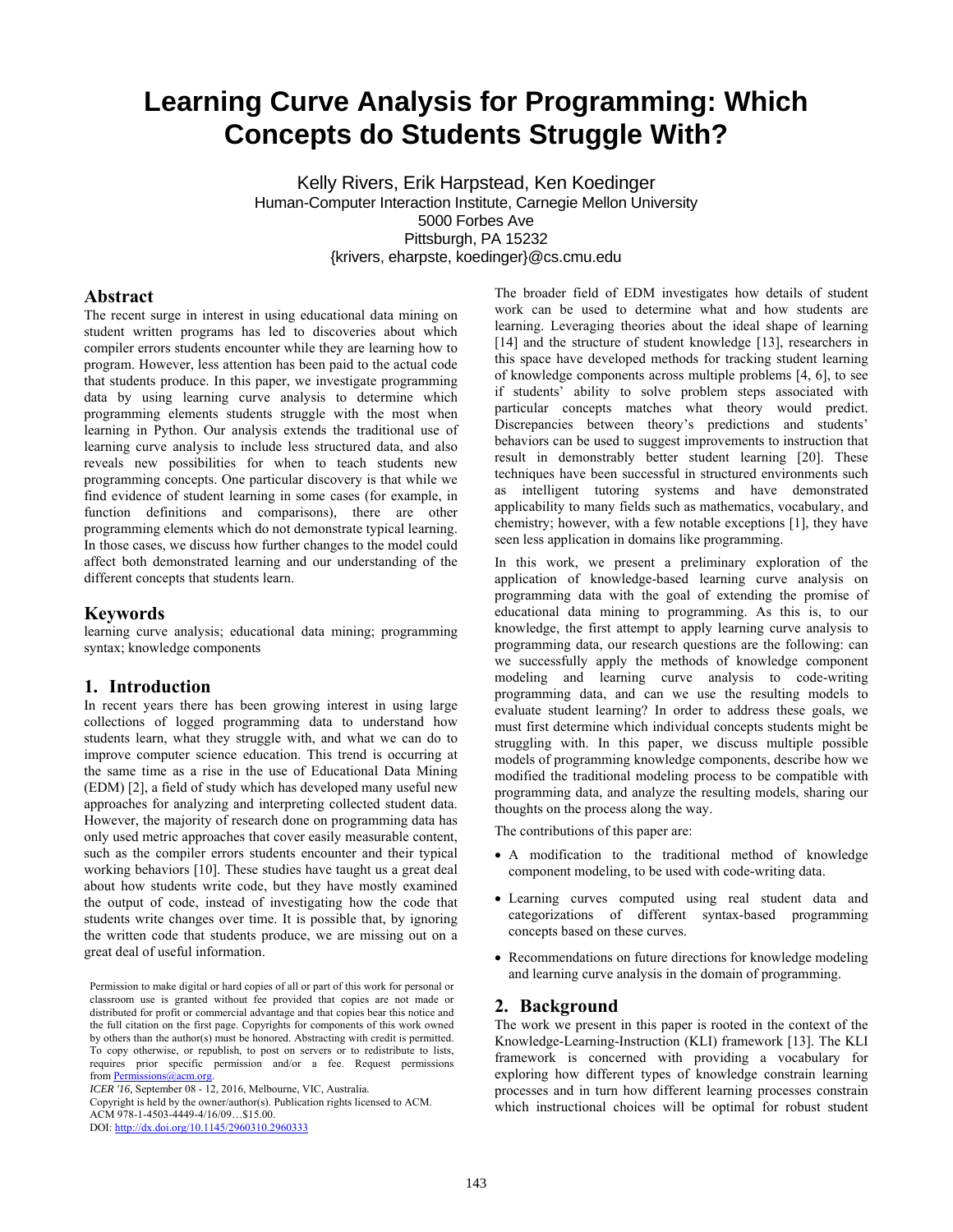# Learning Curve Analysis for Programming: Which Concepts do Students Struggle With?

Kelly Rivers, Erik Harpstead, Ken Koedinger
Human-Computer Interaction Institute, Carnegie Mellon University
5000 Forbes Ave
Pittsburgh, PA 15232
{krivers, eharpste, koedinger}@cs.cmu.edu

## Abstract

The recent surge in interest in using educational data mining on student written programs has led to discoveries about which compiler errors students encounter while they are learning how to program. However, less attention has been paid to the actual code that students produce. In this paper, we investigate programming data by using learning curve analysis to determine which programming elements students struggle with the most when learning in Python. Our analysis extends the traditional use of learning curve analysis to include less structured data, and also reveals new possibilities for when to teach students new programming concepts. One particular discovery is that while we find evidence of student learning in some cases (for example, in function definitions and comparisons), there are other programming elements which do not demonstrate typical learning. In those cases, we discuss how further changes to the model could affect both demonstrated learning and our understanding of the different concepts that students learn.

## Keywords

learning curve analysis; educational data mining; programming syntax; knowledge components

## 1. Introduction

In recent years there has been growing interest in using large collections of logged programming data to understand how students learn, what they struggle with, and what we can do to improve computer science education. This trend is occurring at the same time as a rise in the use of Educational Data Mining (EDM) [2], a field of study which has developed many useful new approaches for analyzing and interpreting collected student data. However, the majority of research done on programming data has only used metric approaches that cover easily measurable content, such as the compiler errors students encounter and their typical working behaviors [10]. These studies have taught us a great deal about how students write code, but they have mostly examined the output of code, instead of investigating how the code that students write changes over time. It is possible that, by ignoring the written code that students produce, we are missing out on a great deal of useful information.

Permission to make digital or hard copies of all or part of this work for personal or classroom use is granted without fee provided that copies are not made or distributed for profit or commercial advantage and that copies bear this notice and the full citation on the first page. Copyrights for components of this work owned by others than the author(s) must be honored. Abstracting with credit is permitted. To copy otherwise, or republish, to post on servers or to redistribute to lists, requires prior specific permission and/or a fee. Request permissions from Permissions@acm.org.
*ICER '16*, September 08 - 12, 2016, Melbourne, VIC, Australia.
Copyright is held by the owner/author(s). Publication rights licensed to ACM.
ACM 978-1-4503-4449-4/16/09…$15.00.
DOI: http://dx.doi.org/10.1145/2960310.2960333

The broader field of EDM investigates how details of student work can be used to determine what and how students are learning. Leveraging theories about the ideal shape of learning [14] and the structure of student knowledge [13], researchers in this space have developed methods for tracking student learning of knowledge components across multiple problems [4, 6], to see if students' ability to solve problem steps associated with particular concepts matches what theory would predict. Discrepancies between theory's predictions and students' behaviors can be used to suggest improvements to instruction that result in demonstrably better student learning [20]. These techniques have been successful in structured environments such as intelligent tutoring systems and have demonstrated applicability to many fields such as mathematics, vocabulary, and chemistry; however, with a few notable exceptions [1], they have seen less application in domains like programming.

In this work, we present a preliminary exploration of the application of knowledge-based learning curve analysis on programming data with the goal of extending the promise of educational data mining to programming. As this is, to our knowledge, the first attempt to apply learning curve analysis to programming data, our research questions are the following: can we successfully apply the methods of knowledge component modeling and learning curve analysis to code-writing programming data, and can we use the resulting models to evaluate student learning? In order to address these goals, we must first determine which individual concepts students might be struggling with. In this paper, we discuss multiple possible models of programming knowledge components, describe how we modified the traditional modeling process to be compatible with programming data, and analyze the resulting models, sharing our thoughts on the process along the way.

The contributions of this paper are:

- A modification to the traditional method of knowledge component modeling, to be used with code-writing data.
- Learning curves computed using real student data and categorizations of different syntax-based programming concepts based on these curves.
- Recommendations on future directions for knowledge modeling and learning curve analysis in the domain of programming.

## 2. Background

The work we present in this paper is rooted in the context of the Knowledge-Learning-Instruction (KLI) framework [13]. The KLI framework is concerned with providing a vocabulary for exploring how different types of knowledge constrain learning processes and in turn how different learning processes constrain which instructional choices will be optimal for robust student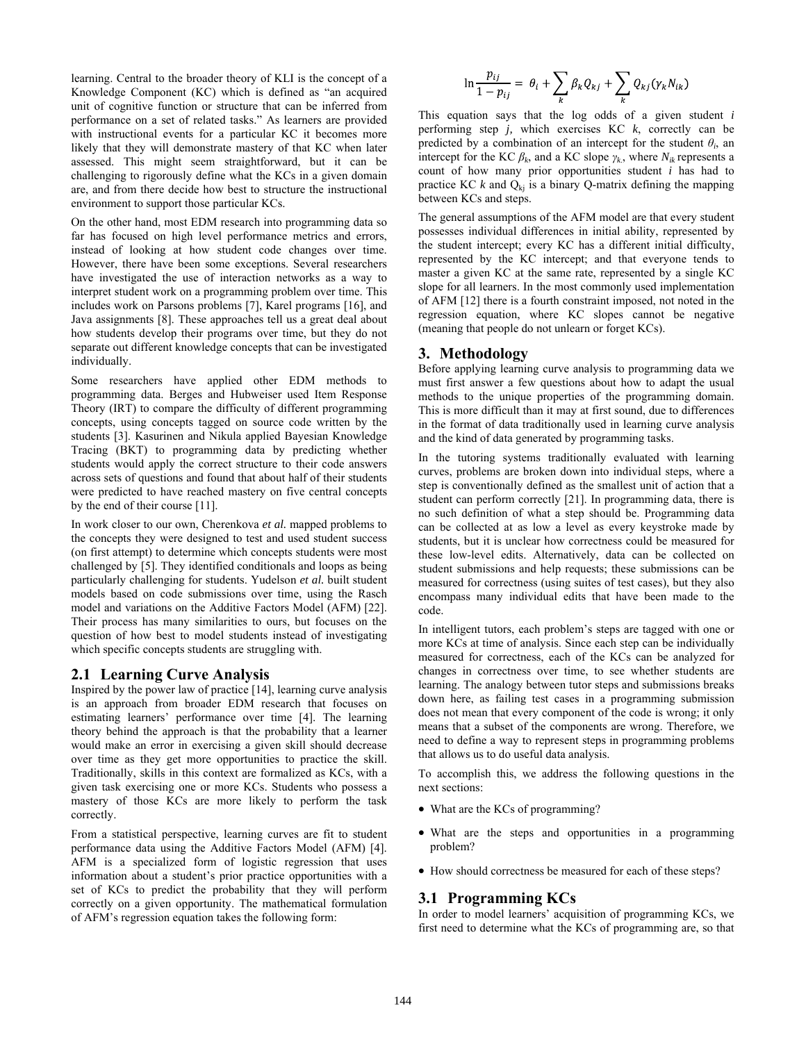learning. Central to the broader theory of KLI is the concept of a Knowledge Component (KC) which is defined as "an acquired unit of cognitive function or structure that can be inferred from performance on a set of related tasks." As learners are provided with instructional events for a particular KC it becomes more likely that they will demonstrate mastery of that KC when later assessed. This might seem straightforward, but it can be challenging to rigorously define what the KCs in a given domain are, and from there decide how best to structure the instructional environment to support those particular KCs.

On the other hand, most EDM research into programming data so far has focused on high level performance metrics and errors, instead of looking at how student code changes over time. However, there have been some exceptions. Several researchers have investigated the use of interaction networks as a way to interpret student work on a programming problem over time. This includes work on Parsons problems [7], Karel programs [16], and Java assignments [8]. These approaches tell us a great deal about how students develop their programs over time, but they do not separate out different knowledge concepts that can be investigated individually.

Some researchers have applied other EDM methods to programming data. Berges and Hubweiser used Item Response Theory (IRT) to compare the difficulty of different programming concepts, using concepts tagged on source code written by the students [3]. Kasurinen and Nikula applied Bayesian Knowledge Tracing (BKT) to programming data by predicting whether students would apply the correct structure to their code answers across sets of questions and found that about half of their students were predicted to have reached mastery on five central concepts by the end of their course [11].

In work closer to our own, Cherenkova *et al.* mapped problems to the concepts they were designed to test and used student success (on first attempt) to determine which concepts students were most challenged by [5]. They identified conditionals and loops as being particularly challenging for students. Yudelson *et al.* built student models based on code submissions over time, using the Rasch model and variations on the Additive Factors Model (AFM) [22]. Their process has many similarities to ours, but focuses on the question of how best to model students instead of investigating which specific concepts students are struggling with.

## 2.1 Learning Curve Analysis

Inspired by the power law of practice [14], learning curve analysis is an approach from broader EDM research that focuses on estimating learners' performance over time [4]. The learning theory behind the approach is that the probability that a learner would make an error in exercising a given skill should decrease over time as they get more opportunities to practice the skill. Traditionally, skills in this context are formalized as KCs, with a given task exercising one or more KCs. Students who possess a mastery of those KCs are more likely to perform the task correctly.

From a statistical perspective, learning curves are fit to student performance data using the Additive Factors Model (AFM) [4]. AFM is a specialized form of logistic regression that uses information about a student's prior practice opportunities with a set of KCs to predict the probability that they will perform correctly on a given opportunity. The mathematical formulation of AFM's regression equation takes the following form:

$$\ln \frac{p_{ij}}{1 - p_{ij}} = \theta_i + \sum_k \beta_k Q_{kj} + \sum_k Q_{kj}(\gamma_k N_{ik})$$

This equation says that the log odds of a given student *i* performing step *j*, which exercises KC *k*, correctly can be predicted by a combination of an intercept for the student $\theta_i$, an intercept for the KC $\beta_k$, and a KC slope $\gamma_k$, where $N_{ik}$ represents a count of how many prior opportunities student *i* has had to practice KC *k* and $Q_{kj}$ is a binary Q-matrix defining the mapping between KCs and steps.

The general assumptions of the AFM model are that every student possesses individual differences in initial ability, represented by the student intercept; every KC has a different initial difficulty, represented by the KC intercept; and that everyone tends to master a given KC at the same rate, represented by a single KC slope for all learners. In the most commonly used implementation of AFM [12] there is a fourth constraint imposed, not noted in the regression equation, where KC slopes cannot be negative (meaning that people do not unlearn or forget KCs).

# 3. Methodology

Before applying learning curve analysis to programming data we must first answer a few questions about how to adapt the usual methods to the unique properties of the programming domain. This is more difficult than it may at first sound, due to differences in the format of data traditionally used in learning curve analysis and the kind of data generated by programming tasks.

In the tutoring systems traditionally evaluated with learning curves, problems are broken down into individual steps, where a step is conventionally defined as the smallest unit of action that a student can perform correctly [21]. In programming data, there is no such definition of what a step should be. Programming data can be collected at as low a level as every keystroke made by students, but it is unclear how correctness could be measured for these low-level edits. Alternatively, data can be collected on student submissions and help requests; these submissions can be measured for correctness (using suites of test cases), but they also encompass many individual edits that have been made to the code.

In intelligent tutors, each problem's steps are tagged with one or more KCs at time of analysis. Since each step can be individually measured for correctness, each of the KCs can be analyzed for changes in correctness over time, to see whether students are learning. The analogy between tutor steps and submissions breaks down here, as failing test cases in a programming submission does not mean that every component of the code is wrong; it only means that a subset of the components are wrong. Therefore, we need to define a way to represent steps in programming problems that allows us to do useful data analysis.

To accomplish this, we address the following questions in the next sections:

- What are the KCs of programming?
- What are the steps and opportunities in a programming problem?
- How should correctness be measured for each of these steps?

## 3.1 Programming KCs

In order to model learners' acquisition of programming KCs, we first need to determine what the KCs of programming are, so that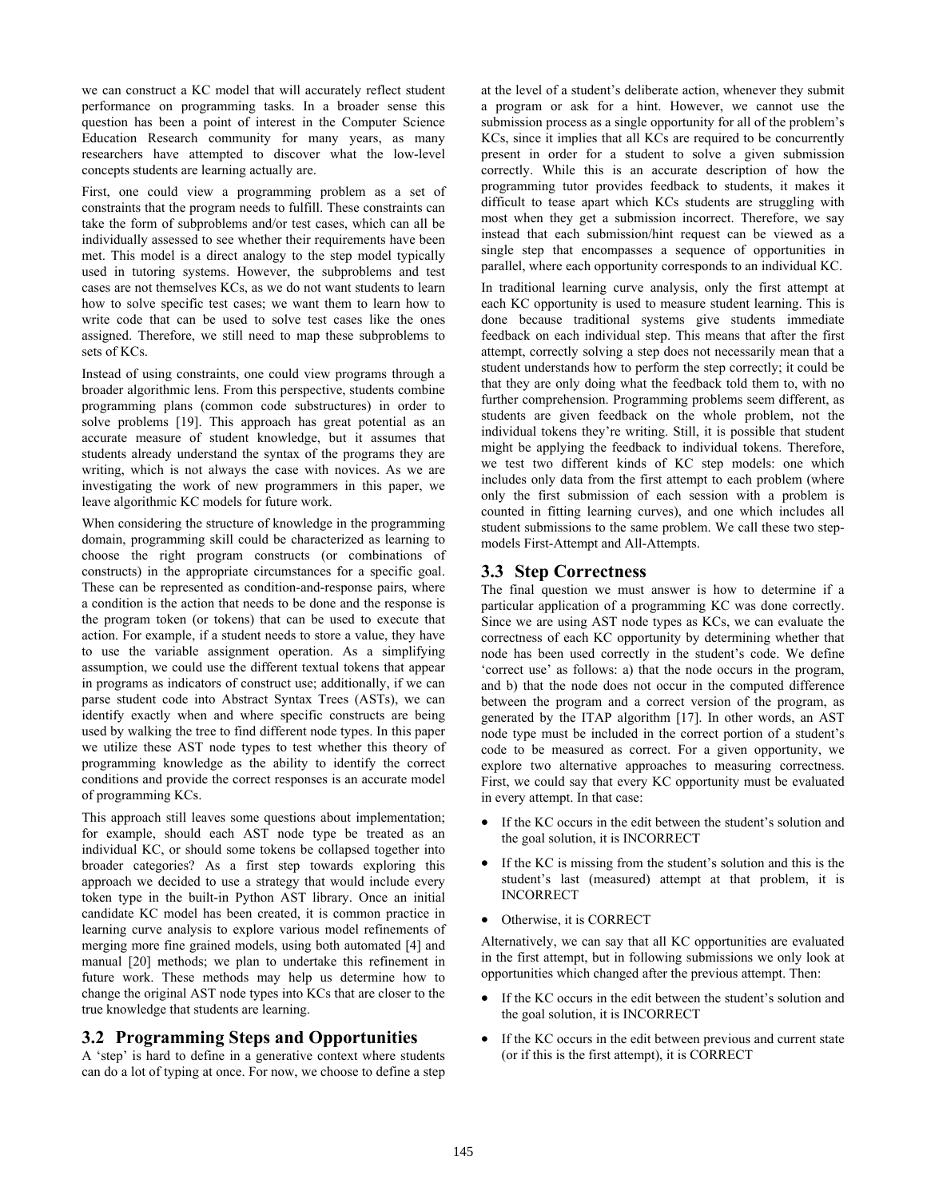we can construct a KC model that will accurately reflect student performance on programming tasks. In a broader sense this question has been a point of interest in the Computer Science Education Research community for many years, as many researchers have attempted to discover what the low-level concepts students are learning actually are.

First, one could view a programming problem as a set of constraints that the program needs to fulfill. These constraints can take the form of subproblems and/or test cases, which can all be individually assessed to see whether their requirements have been met. This model is a direct analogy to the step model typically used in tutoring systems. However, the subproblems and test cases are not themselves KCs, as we do not want students to learn how to solve specific test cases; we want them to learn how to write code that can be used to solve test cases like the ones assigned. Therefore, we still need to map these subproblems to sets of KCs.

Instead of using constraints, one could view programs through a broader algorithmic lens. From this perspective, students combine programming plans (common code substructures) in order to solve problems [19]. This approach has great potential as an accurate measure of student knowledge, but it assumes that students already understand the syntax of the programs they are writing, which is not always the case with novices. As we are investigating the work of new programmers in this paper, we leave algorithmic KC models for future work.

When considering the structure of knowledge in the programming domain, programming skill could be characterized as learning to choose the right program constructs (or combinations of constructs) in the appropriate circumstances for a specific goal. These can be represented as condition-and-response pairs, where a condition is the action that needs to be done and the response is the program token (or tokens) that can be used to execute that action. For example, if a student needs to store a value, they have to use the variable assignment operation. As a simplifying assumption, we could use the different textual tokens that appear in programs as indicators of construct use; additionally, if we can parse student code into Abstract Syntax Trees (ASTs), we can identify exactly when and where specific constructs are being used by walking the tree to find different node types. In this paper we utilize these AST node types to test whether this theory of programming knowledge as the ability to identify the correct conditions and provide the correct responses is an accurate model of programming KCs.

This approach still leaves some questions about implementation; for example, should each AST node type be treated as an individual KC, or should some tokens be collapsed together into broader categories? As a first step towards exploring this approach we decided to use a strategy that would include every token type in the built-in Python AST library. Once an initial candidate KC model has been created, it is common practice in learning curve analysis to explore various model refinements of merging more fine grained models, using both automated [4] and manual [20] methods; we plan to undertake this refinement in future work. These methods may help us determine how to change the original AST node types into KCs that are closer to the true knowledge that students are learning.

## 3.2 Programming Steps and Opportunities

A 'step' is hard to define in a generative context where students can do a lot of typing at once. For now, we choose to define a step at the level of a student's deliberate action, whenever they submit a program or ask for a hint. However, we cannot use the submission process as a single opportunity for all of the problem's KCs, since it implies that all KCs are required to be concurrently present in order for a student to solve a given submission correctly. While this is an accurate description of how the programming tutor provides feedback to students, it makes it difficult to tease apart which KCs students are struggling with most when they get a submission incorrect. Therefore, we say instead that each submission/hint request can be viewed as a single step that encompasses a sequence of opportunities in parallel, where each opportunity corresponds to an individual KC.

In traditional learning curve analysis, only the first attempt at each KC opportunity is used to measure student learning. This is done because traditional systems give students immediate feedback on each individual step. This means that after the first attempt, correctly solving a step does not necessarily mean that a student understands how to perform the step correctly; it could be that they are only doing what the feedback told them to, with no further comprehension. Programming problems seem different, as students are given feedback on the whole problem, not the individual tokens they're writing. Still, it is possible that student might be applying the feedback to individual tokens. Therefore, we test two different kinds of KC step models: one which includes only data from the first attempt to each problem (where only the first submission of each session with a problem is counted in fitting learning curves), and one which includes all student submissions to the same problem. We call these two step-models First-Attempt and All-Attempts.

## 3.3 Step Correctness

The final question we must answer is how to determine if a particular application of a programming KC was done correctly. Since we are using AST node types as KCs, we can evaluate the correctness of each KC opportunity by determining whether that node has been used correctly in the student's code. We define 'correct use' as follows: a) that the node occurs in the program, and b) that the node does not occur in the computed difference between the program and a correct version of the program, as generated by the ITAP algorithm [17]. In other words, an AST node type must be included in the correct portion of a student's code to be measured as correct. For a given opportunity, we explore two alternative approaches to measuring correctness. First, we could say that every KC opportunity must be evaluated in every attempt. In that case:

- If the KC occurs in the edit between the student's solution and the goal solution, it is INCORRECT
- If the KC is missing from the student's solution and this is the student's last (measured) attempt at that problem, it is INCORRECT
- Otherwise, it is CORRECT

Alternatively, we can say that all KC opportunities are evaluated in the first attempt, but in following submissions we only look at opportunities which changed after the previous attempt. Then:

- If the KC occurs in the edit between the student's solution and the goal solution, it is INCORRECT
- If the KC occurs in the edit between previous and current state (or if this is the first attempt), it is CORRECT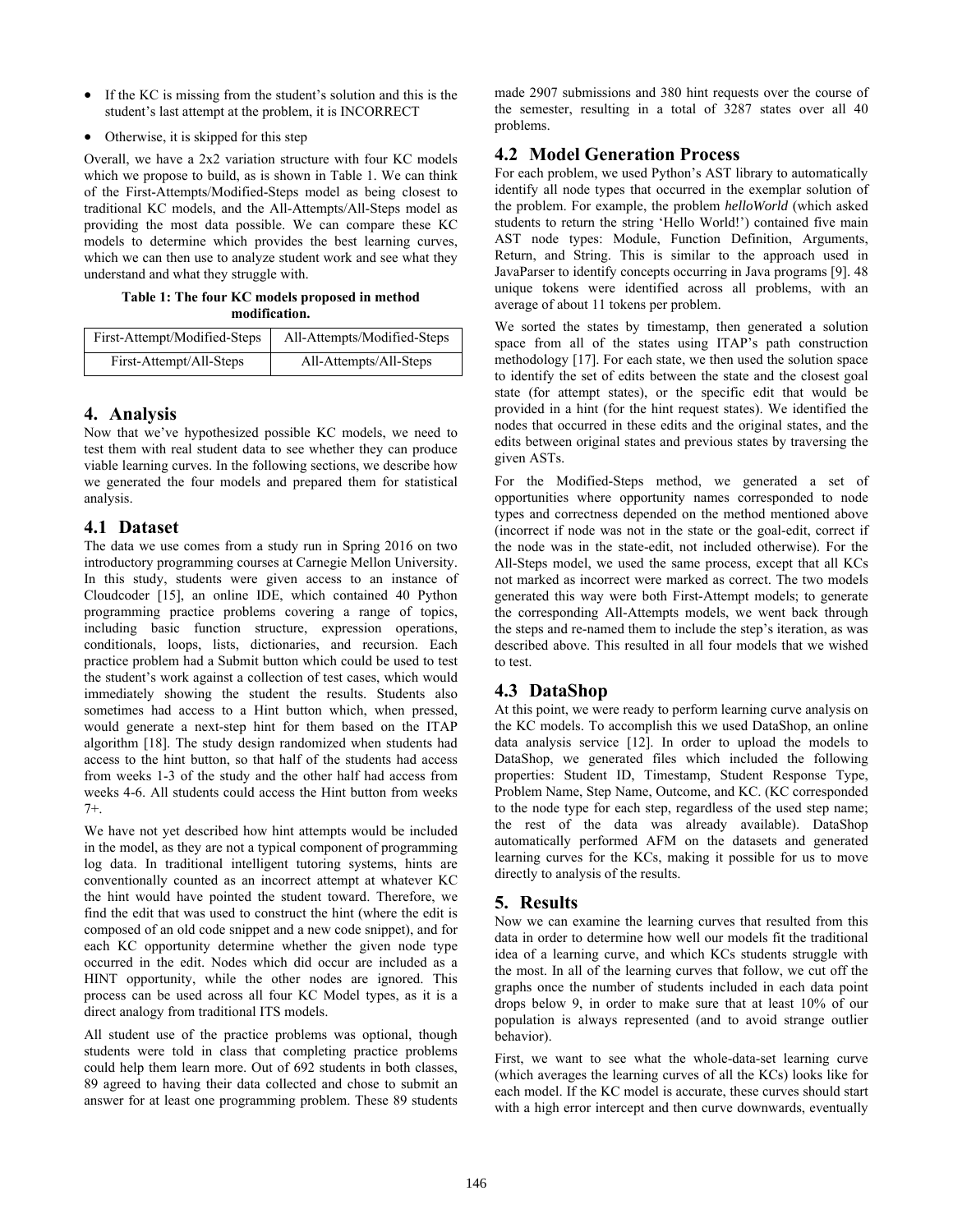- If the KC is missing from the student's solution and this is the student's last attempt at the problem, it is INCORRECT
- Otherwise, it is skipped for this step

Overall, we have a 2x2 variation structure with four KC models which we propose to build, as is shown in Table 1. We can think of the First-Attempts/Modified-Steps model as being closest to traditional KC models, and the All-Attempts/All-Steps model as providing the most data possible. We can compare these KC models to determine which provides the best learning curves, which we can then use to analyze student work and see what they understand and what they struggle with.

**Table 1: The four KC models proposed in method modification.**

| First-Attempt/Modified-Steps | All-Attempts/Modified-Steps |
|---|---|
| First-Attempt/All-Steps | All-Attempts/All-Steps |

## 4. Analysis

Now that we've hypothesized possible KC models, we need to test them with real student data to see whether they can produce viable learning curves. In the following sections, we describe how we generated the four models and prepared them for statistical analysis.

### 4.1 Dataset

The data we use comes from a study run in Spring 2016 on two introductory programming courses at Carnegie Mellon University. In this study, students were given access to an instance of Cloudcoder [15], an online IDE, which contained 40 Python programming practice problems covering a range of topics, including basic function structure, expression operations, conditionals, loops, lists, dictionaries, and recursion. Each practice problem had a Submit button which could be used to test the student's work against a collection of test cases, which would immediately showing the student the results. Students also sometimes had access to a Hint button which, when pressed, would generate a next-step hint for them based on the ITAP algorithm [18]. The study design randomized when students had access to the hint button, so that half of the students had access from weeks 1-3 of the study and the other half had access from weeks 4-6. All students could access the Hint button from weeks 7+.

We have not yet described how hint attempts would be included in the model, as they are not a typical component of programming log data. In traditional intelligent tutoring systems, hints are conventionally counted as an incorrect attempt at whatever KC the hint would have pointed the student toward. Therefore, we find the edit that was used to construct the hint (where the edit is composed of an old code snippet and a new code snippet), and for each KC opportunity determine whether the given node type occurred in the edit. Nodes which did occur are included as a HINT opportunity, while the other nodes are ignored. This process can be used across all four KC Model types, as it is a direct analogy from traditional ITS models.

All student use of the practice problems was optional, though students were told in class that completing practice problems could help them learn more. Out of 692 students in both classes, 89 agreed to having their data collected and chose to submit an answer for at least one programming problem. These 89 students made 2907 submissions and 380 hint requests over the course of the semester, resulting in a total of 3287 states over all 40 problems.

### 4.2 Model Generation Process

For each problem, we used Python's AST library to automatically identify all node types that occurred in the exemplar solution of the problem. For example, the problem *helloWorld* (which asked students to return the string 'Hello World!') contained five main AST node types: Module, Function Definition, Arguments, Return, and String. This is similar to the approach used in JavaParser to identify concepts occurring in Java programs [9]. 48 unique tokens were identified across all problems, with an average of about 11 tokens per problem.

We sorted the states by timestamp, then generated a solution space from all of the states using ITAP's path construction methodology [17]. For each state, we then used the solution space to identify the set of edits between the state and the closest goal state (for attempt states), or the specific edit that would be provided in a hint (for the hint request states). We identified the nodes that occurred in these edits and the original states, and the edits between original states and previous states by traversing the given ASTs.

For the Modified-Steps method, we generated a set of opportunities where opportunity names corresponded to node types and correctness depended on the method mentioned above (incorrect if node was not in the state or the goal-edit, correct if the node was in the state-edit, not included otherwise). For the All-Steps model, we used the same process, except that all KCs not marked as incorrect were marked as correct. The two models generated this way were both First-Attempt models; to generate the corresponding All-Attempts models, we went back through the steps and re-named them to include the step's iteration, as was described above. This resulted in all four models that we wished to test.

### 4.3 DataShop

At this point, we were ready to perform learning curve analysis on the KC models. To accomplish this we used DataShop, an online data analysis service [12]. In order to upload the models to DataShop, we generated files which included the following properties: Student ID, Timestamp, Student Response Type, Problem Name, Step Name, Outcome, and KC. (KC corresponded to the node type for each step, regardless of the used step name; the rest of the data was already available). DataShop automatically performed AFM on the datasets and generated learning curves for the KCs, making it possible for us to move directly to analysis of the results.

## 5. Results

Now we can examine the learning curves that resulted from this data in order to determine how well our models fit the traditional idea of a learning curve, and which KCs students struggle with the most. In all of the learning curves that follow, we cut off the graphs once the number of students included in each data point drops below 9, in order to make sure that at least 10% of our population is always represented (and to avoid strange outlier behavior).

First, we want to see what the whole-data-set learning curve (which averages the learning curves of all the KCs) looks like for each model. If the KC model is accurate, these curves should start with a high error intercept and then curve downwards, eventually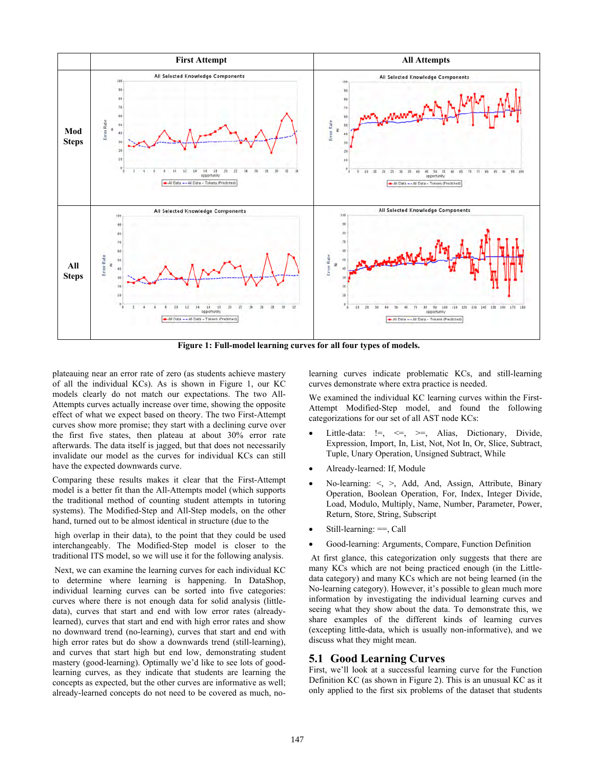| | First Attempt | All Attempts |
|---|---|---|
| Mod Steps | | |
| All Steps | | |

**Figure 1: Full-model learning curves for all four types of models.**

plateauing near an error rate of zero (as students achieve mastery of all the individual KCs). As is shown in Figure 1, our KC models clearly do not match our expectations. The two All-Attempts curves actually increase over time, showing the opposite effect of what we expect based on theory. The two First-Attempt curves show more promise; they start with a declining curve over the first five states, then plateau at about 30% error rate afterwards. The data itself is jagged, but that does not necessarily invalidate our model as the curves for individual KCs can still have the expected downwards curve.

Comparing these results makes it clear that the First-Attempt model is a better fit than the All-Attempts model (which supports the traditional method of counting student attempts in tutoring systems). The Modified-Step and All-Step models, on the other hand, turned out to be almost identical in structure (due to the high overlap in their data), to the point that they could be used interchangeably. The Modified-Step model is closer to the traditional ITS model, so we will use it for the following analysis.

Next, we can examine the learning curves for each individual KC to determine where learning is happening. In DataShop, individual learning curves can be sorted into five categories: curves where there is not enough data for solid analysis (little-data), curves that start and end with low error rates (already-learned), curves that start and end with high error rates and show no downward trend (no-learning), curves that start and end with high error rates but do show a downwards trend (still-learning), and curves that start high but end low, demonstrating student mastery (good-learning). Optimally we'd like to see lots of good-learning curves, as they indicate that students are learning the concepts as expected, but the other curves are informative as well; already-learned concepts do not need to be covered as much, no-learning curves indicate problematic KCs, and still-learning curves demonstrate where extra practice is needed.

We examined the individual KC learning curves within the First-Attempt Modified-Step model, and found the following categorizations for our set of all AST node KCs:

- Little-data: !=, <=, >=, Alias, Dictionary, Divide, Expression, Import, In, List, Not, Not In, Or, Slice, Subtract, Tuple, Unary Operation, Unsigned Subtract, While
- Already-learned: If, Module
- No-learning: <, >, Add, And, Assign, Attribute, Binary Operation, Boolean Operation, For, Index, Integer Divide, Load, Modulo, Multiply, Name, Number, Parameter, Power, Return, Store, String, Subscript
- Still-learning: ==, Call
- Good-learning: Arguments, Compare, Function Definition

At first glance, this categorization only suggests that there are many KCs which are not being practiced enough (in the Little-data category) and many KCs which are not being learned (in the No-learning category). However, it's possible to glean much more information by investigating the individual learning curves and seeing what they show about the data. To demonstrate this, we share examples of the different kinds of learning curves (excepting little-data, which is usually non-informative), and we discuss what they might mean.

## 5.1 Good Learning Curves

First, we'll look at a successful learning curve for the Function Definition KC (as shown in Figure 2). This is an unusual KC as it only applied to the first six problems of the dataset that students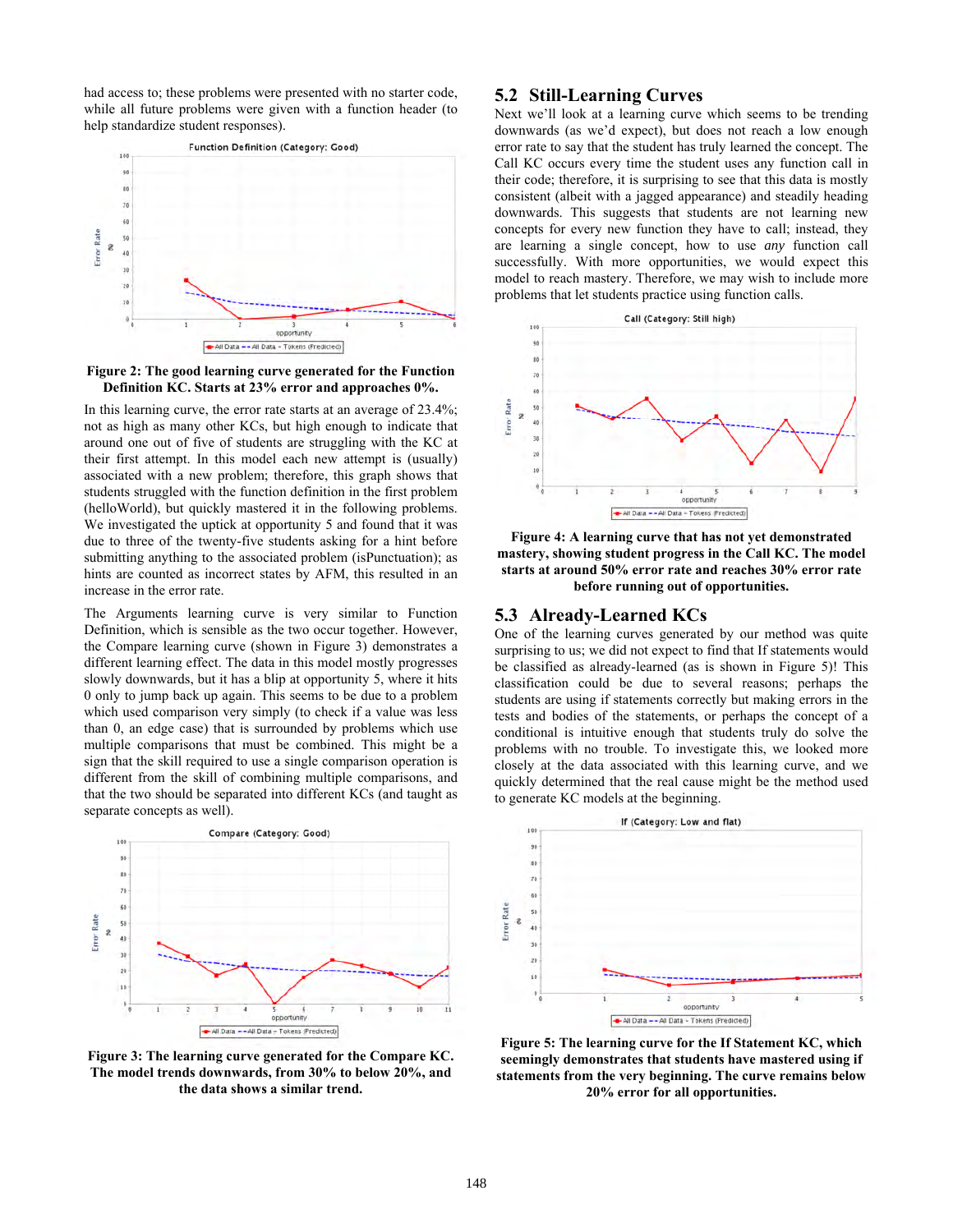had access to; these problems were presented with no starter code, while all future problems were given with a function header (to help standardize student responses).

**Figure 2: The good learning curve generated for the Function Definition KC. Starts at 23% error and approaches 0%.**

In this learning curve, the error rate starts at an average of 23.4%; not as high as many other KCs, but high enough to indicate that around one out of five of students are struggling with the KC at their first attempt. In this model each new attempt is (usually) associated with a new problem; therefore, this graph shows that students struggled with the function definition in the first problem (helloWorld), but quickly mastered it in the following problems. We investigated the uptick at opportunity 5 and found that it was due to three of the twenty-five students asking for a hint before submitting anything to the associated problem (isPunctuation); as hints are counted as incorrect states by AFM, this resulted in an increase in the error rate.

The Arguments learning curve is very similar to Function Definition, which is sensible as the two occur together. However, the Compare learning curve (shown in Figure 3) demonstrates a different learning effect. The data in this model mostly progresses slowly downwards, but it has a blip at opportunity 5, where it hits 0 only to jump back up again. This seems to be due to a problem which used comparison very simply (to check if a value was less than 0, an edge case) that is surrounded by problems which use multiple comparisons that must be combined. This might be a sign that the skill required to use a single comparison operation is different from the skill of combining multiple comparisons, and that the two should be separated into different KCs (and taught as separate concepts as well).

**Figure 3: The learning curve generated for the Compare KC. The model trends downwards, from 30% to below 20%, and the data shows a similar trend.**

## 5.2 Still-Learning Curves

Next we'll look at a learning curve which seems to be trending downwards (as we'd expect), but does not reach a low enough error rate to say that the student has truly learned the concept. The Call KC occurs every time the student uses any function call in their code; therefore, it is surprising to see that this data is mostly consistent (albeit with a jagged appearance) and steadily heading downwards. This suggests that students are not learning new concepts for every new function they have to call; instead, they are learning a single concept, how to use *any* function call successfully. With more opportunities, we would expect this model to reach mastery. Therefore, we may wish to include more problems that let students practice using function calls.

**Figure 4: A learning curve that has not yet demonstrated mastery, showing student progress in the Call KC. The model starts at around 50% error rate and reaches 30% error rate before running out of opportunities.**

## 5.3 Already-Learned KCs

One of the learning curves generated by our method was quite surprising to us; we did not expect to find that If statements would be classified as already-learned (as is shown in Figure 5)! This classification could be due to several reasons; perhaps the students are using if statements correctly but making errors in the tests and bodies of the statements, or perhaps the concept of a conditional is intuitive enough that students truly do solve the problems with no trouble. To investigate this, we looked more closely at the data associated with this learning curve, and we quickly determined that the real cause might be the method used to generate KC models at the beginning.

**Figure 5: The learning curve for the If Statement KC, which seemingly demonstrates that students have mastered using if statements from the very beginning. The curve remains below 20% error for all opportunities.**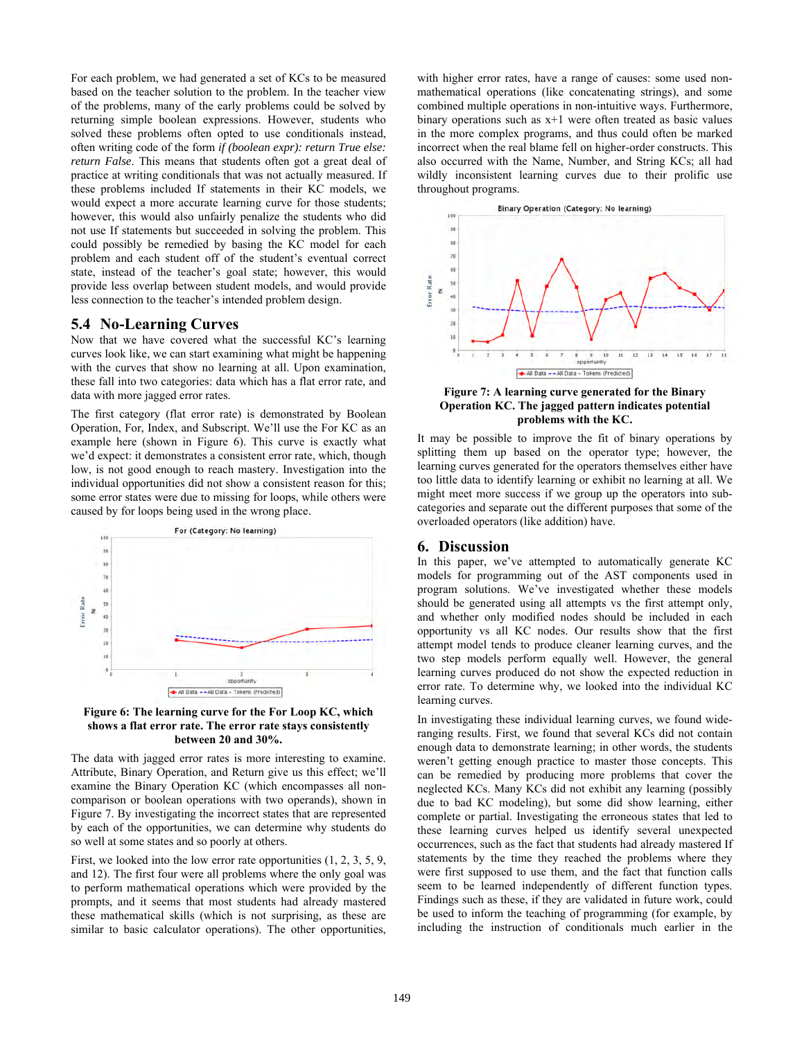For each problem, we had generated a set of KCs to be measured based on the teacher solution to the problem. In the teacher view of the problems, many of the early problems could be solved by returning simple boolean expressions. However, students who solved these problems often opted to use conditionals instead, often writing code of the form *if (boolean expr): return True else: return False*. This means that students often got a great deal of practice at writing conditionals that was not actually measured. If these problems included If statements in their KC models, we would expect a more accurate learning curve for those students; however, this would also unfairly penalize the students who did not use If statements but succeeded in solving the problem. This could possibly be remedied by basing the KC model for each problem and each student off of the student's eventual correct state, instead of the teacher's goal state; however, this would provide less overlap between student models, and would provide less connection to the teacher's intended problem design.

## 5.4 No-Learning Curves

Now that we have covered what the successful KC's learning curves look like, we can start examining what might be happening with the curves that show no learning at all. Upon examination, these fall into two categories: data which has a flat error rate, and data with more jagged error rates.

The first category (flat error rate) is demonstrated by Boolean Operation, For, Index, and Subscript. We'll use the For KC as an example here (shown in Figure 6). This curve is exactly what we'd expect: it demonstrates a consistent error rate, which, though low, is not good enough to reach mastery. Investigation into the individual opportunities did not show a consistent reason for this; some error states were due to missing for loops, while others were caused by for loops being used in the wrong place.

**Figure 6: The learning curve for the For Loop KC, which shows a flat error rate. The error rate stays consistently between 20 and 30%.**

The data with jagged error rates is more interesting to examine. Attribute, Binary Operation, and Return give us this effect; we'll examine the Binary Operation KC (which encompasses all non-comparison or boolean operations with two operands), shown in Figure 7. By investigating the incorrect states that are represented by each of the opportunities, we can determine why students do so well at some states and so poorly at others.

First, we looked into the low error rate opportunities (1, 2, 3, 5, 9, and 12). The first four were all problems where the only goal was to perform mathematical operations which were provided by the prompts, and it seems that most students had already mastered these mathematical skills (which is not surprising, as these are similar to basic calculator operations). The other opportunities, with higher error rates, have a range of causes: some used non-mathematical operations (like concatenating strings), and some combined multiple operations in non-intuitive ways. Furthermore, binary operations such as x+1 were often treated as basic values in the more complex programs, and thus could often be marked incorrect when the real blame fell on higher-order constructs. This also occurred with the Name, Number, and String KCs; all had wildly inconsistent learning curves due to their prolific use throughout programs.

**Figure 7: A learning curve generated for the Binary Operation KC. The jagged pattern indicates potential problems with the KC.**

It may be possible to improve the fit of binary operations by splitting them up based on the operator type; however, the learning curves generated for the operators themselves either have too little data to identify learning or exhibit no learning at all. We might meet more success if we group up the operators into sub-categories and separate out the different purposes that some of the overloaded operators (like addition) have.

# 6. Discussion

In this paper, we've attempted to automatically generate KC models for programming out of the AST components used in program solutions. We've investigated whether these models should be generated using all attempts vs the first attempt only, and whether only modified nodes should be included in each opportunity vs all KC nodes. Our results show that the first attempt model tends to produce cleaner learning curves, and the two step models perform equally well. However, the general learning curves produced do not show the expected reduction in error rate. To determine why, we looked into the individual KC learning curves.

In investigating these individual learning curves, we found wide-ranging results. First, we found that several KCs did not contain enough data to demonstrate learning; in other words, the students weren't getting enough practice to master those concepts. This can be remedied by producing more problems that cover the neglected KCs. Many KCs did not exhibit any learning (possibly due to bad KC modeling), but some did show learning, either complete or partial. Investigating the erroneous states that led to these learning curves helped us identify several unexpected occurrences, such as the fact that students had already mastered If statements by the time they reached the problems where they were first supposed to use them, and the fact that function calls seem to be learned independently of different function types. Findings such as these, if they are validated in future work, could be used to inform the teaching of programming (for example, by including the instruction of conditionals much earlier in the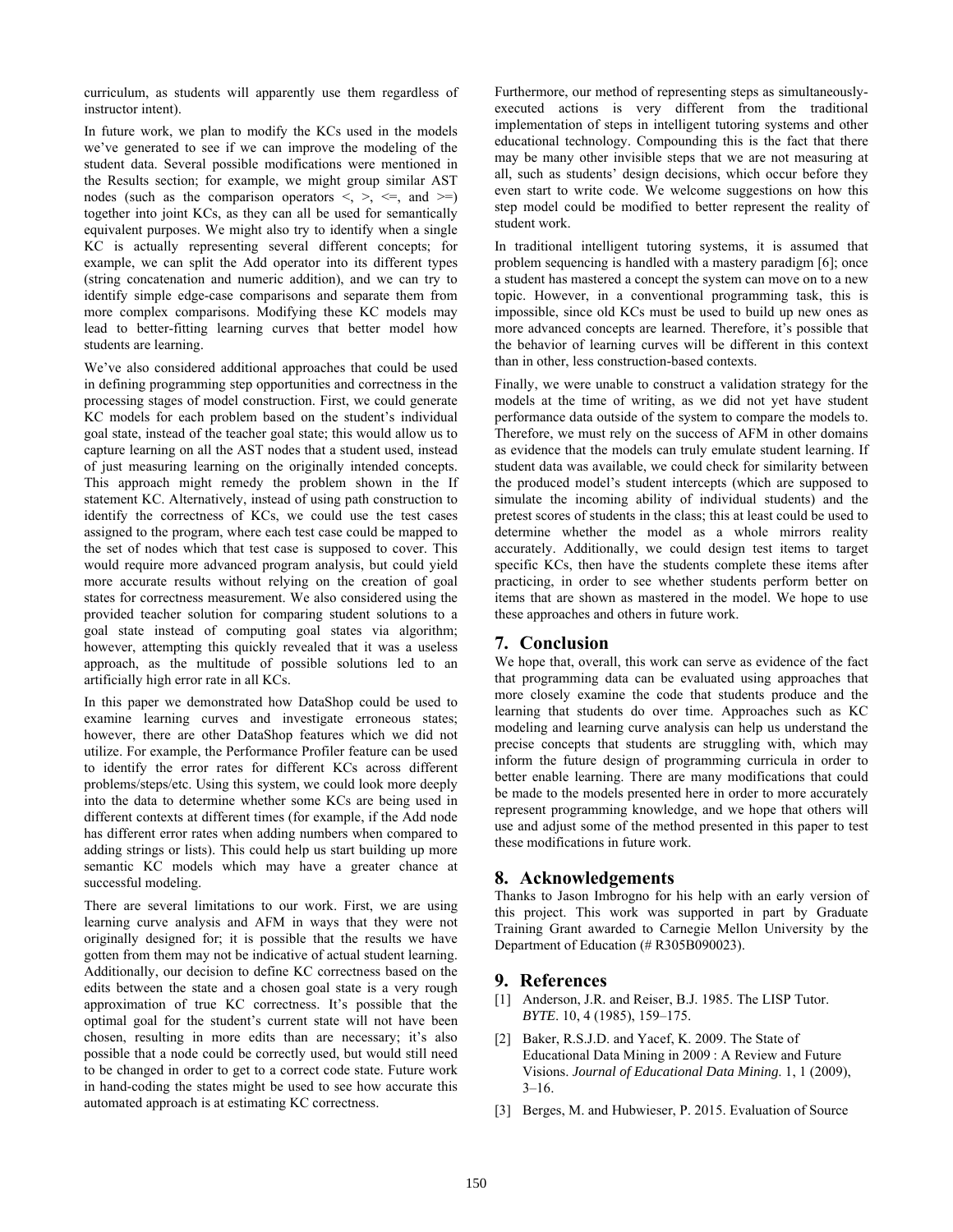curriculum, as students will apparently use them regardless of instructor intent).

In future work, we plan to modify the KCs used in the models we've generated to see if we can improve the modeling of the student data. Several possible modifications were mentioned in the Results section; for example, we might group similar AST nodes (such as the comparison operators <, >, <=, and >=) together into joint KCs, as they can all be used for semantically equivalent purposes. We might also try to identify when a single KC is actually representing several different concepts; for example, we can split the Add operator into its different types (string concatenation and numeric addition), and we can try to identify simple edge-case comparisons and separate them from more complex comparisons. Modifying these KC models may lead to better-fitting learning curves that better model how students are learning.

We've also considered additional approaches that could be used in defining programming step opportunities and correctness in the processing stages of model construction. First, we could generate KC models for each problem based on the student's individual goal state, instead of the teacher goal state; this would allow us to capture learning on all the AST nodes that a student used, instead of just measuring learning on the originally intended concepts. This approach might remedy the problem shown in the If statement KC. Alternatively, instead of using path construction to identify the correctness of KCs, we could use the test cases assigned to the program, where each test case could be mapped to the set of nodes which that test case is supposed to cover. This would require more advanced program analysis, but could yield more accurate results without relying on the creation of goal states for correctness measurement. We also considered using the provided teacher solution for comparing student solutions to a goal state instead of computing goal states via algorithm; however, attempting this quickly revealed that it was a useless approach, as the multitude of possible solutions led to an artificially high error rate in all KCs.

In this paper we demonstrated how DataShop could be used to examine learning curves and investigate erroneous states; however, there are other DataShop features which we did not utilize. For example, the Performance Profiler feature can be used to identify the error rates for different KCs across different problems/steps/etc. Using this system, we could look more deeply into the data to determine whether some KCs are being used in different contexts at different times (for example, if the Add node has different error rates when adding numbers when compared to adding strings or lists). This could help us start building up more semantic KC models which may have a greater chance at successful modeling.

There are several limitations to our work. First, we are using learning curve analysis and AFM in ways that they were not originally designed for; it is possible that the results we have gotten from them may not be indicative of actual student learning. Additionally, our decision to define KC correctness based on the edits between the state and a chosen goal state is a very rough approximation of true KC correctness. It's possible that the optimal goal for the student's current state will not have been chosen, resulting in more edits than are necessary; it's also possible that a node could be correctly used, but would still need to be changed in order to get to a correct code state. Future work in hand-coding the states might be used to see how accurate this automated approach is at estimating KC correctness.

Furthermore, our method of representing steps as simultaneously-executed actions is very different from the traditional implementation of steps in intelligent tutoring systems and other educational technology. Compounding this is the fact that there may be many other invisible steps that we are not measuring at all, such as students' design decisions, which occur before they even start to write code. We welcome suggestions on how this step model could be modified to better represent the reality of student work.

In traditional intelligent tutoring systems, it is assumed that problem sequencing is handled with a mastery paradigm [6]; once a student has mastered a concept the system can move on to a new topic. However, in a conventional programming task, this is impossible, since old KCs must be used to build up new ones as more advanced concepts are learned. Therefore, it's possible that the behavior of learning curves will be different in this context than in other, less construction-based contexts.

Finally, we were unable to construct a validation strategy for the models at the time of writing, as we did not yet have student performance data outside of the system to compare the models to. Therefore, we must rely on the success of AFM in other domains as evidence that the models can truly emulate student learning. If student data was available, we could check for similarity between the produced model's student intercepts (which are supposed to simulate the incoming ability of individual students) and the pretest scores of students in the class; this at least could be used to determine whether the model as a whole mirrors reality accurately. Additionally, we could design test items to target specific KCs, then have the students complete these items after practicing, in order to see whether students perform better on items that are shown as mastered in the model. We hope to use these approaches and others in future work.

## 7. Conclusion

We hope that, overall, this work can serve as evidence of the fact that programming data can be evaluated using approaches that more closely examine the code that students produce and the learning that students do over time. Approaches such as KC modeling and learning curve analysis can help us understand the precise concepts that students are struggling with, which may inform the future design of programming curricula in order to better enable learning. There are many modifications that could be made to the models presented here in order to more accurately represent programming knowledge, and we hope that others will use and adjust some of the method presented in this paper to test these modifications in future work.

## 8. Acknowledgements

Thanks to Jason Imbrogno for his help with an early version of this project. This work was supported in part by Graduate Training Grant awarded to Carnegie Mellon University by the Department of Education (# R305B090023).

## 9. References

[1] Anderson, J.R. and Reiser, B.J. 1985. The LISP Tutor. *BYTE*. 10, 4 (1985), 159–175.

[2] Baker, R.S.J.D. and Yacef, K. 2009. The State of Educational Data Mining in 2009 : A Review and Future Visions. *Journal of Educational Data Mining*. 1, 1 (2009), 3–16.

[3] Berges, M. and Hubwieser, P. 2015. Evaluation of Source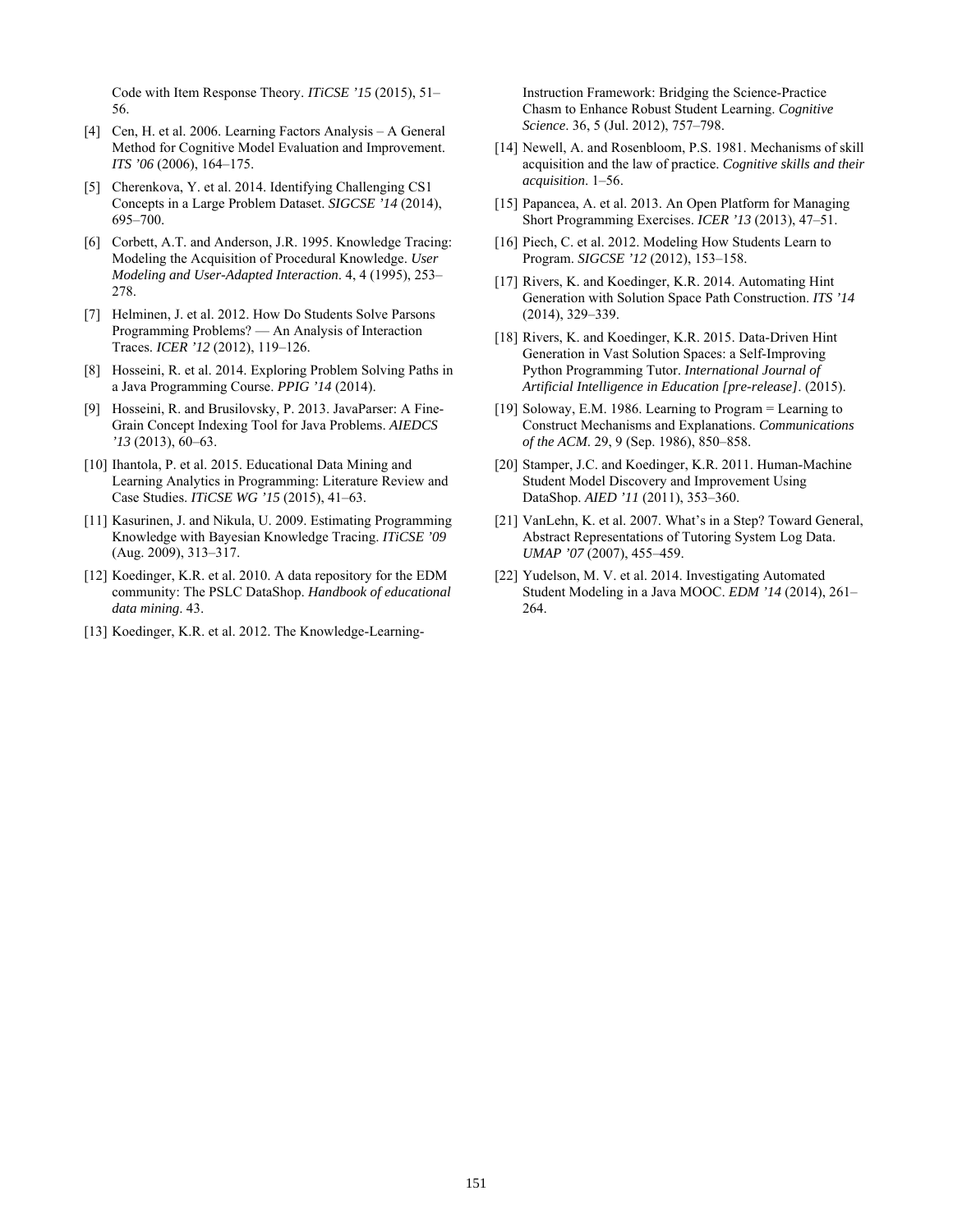Code with Item Response Theory. *ITiCSE '15* (2015), 51–56.

[4] Cen, H. et al. 2006. Learning Factors Analysis – A General Method for Cognitive Model Evaluation and Improvement. *ITS '06* (2006), 164–175.

[5] Cherenkova, Y. et al. 2014. Identifying Challenging CS1 Concepts in a Large Problem Dataset. *SIGCSE '14* (2014), 695–700.

[6] Corbett, A.T. and Anderson, J.R. 1995. Knowledge Tracing: Modeling the Acquisition of Procedural Knowledge. *User Modeling and User-Adapted Interaction*. 4, 4 (1995), 253–278.

[7] Helminen, J. et al. 2012. How Do Students Solve Parsons Programming Problems? — An Analysis of Interaction Traces. *ICER '12* (2012), 119–126.

[8] Hosseini, R. et al. 2014. Exploring Problem Solving Paths in a Java Programming Course. *PPIG '14* (2014).

[9] Hosseini, R. and Brusilovsky, P. 2013. JavaParser: A Fine-Grain Concept Indexing Tool for Java Problems. *AIEDCS '13* (2013), 60–63.

[10] Ihantola, P. et al. 2015. Educational Data Mining and Learning Analytics in Programming: Literature Review and Case Studies. *ITiCSE WG '15* (2015), 41–63.

[11] Kasurinen, J. and Nikula, U. 2009. Estimating Programming Knowledge with Bayesian Knowledge Tracing. *ITiCSE '09* (Aug. 2009), 313–317.

[12] Koedinger, K.R. et al. 2010. A data repository for the EDM community: The PSLC DataShop. *Handbook of educational data mining*. 43.

[13] Koedinger, K.R. et al. 2012. The Knowledge-Learning-Instruction Framework: Bridging the Science-Practice Chasm to Enhance Robust Student Learning. *Cognitive Science*. 36, 5 (Jul. 2012), 757–798.

[14] Newell, A. and Rosenbloom, P.S. 1981. Mechanisms of skill acquisition and the law of practice. *Cognitive skills and their acquisition*. 1–56.

[15] Papancea, A. et al. 2013. An Open Platform for Managing Short Programming Exercises. *ICER '13* (2013), 47–51.

[16] Piech, C. et al. 2012. Modeling How Students Learn to Program. *SIGCSE '12* (2012), 153–158.

[17] Rivers, K. and Koedinger, K.R. 2014. Automating Hint Generation with Solution Space Path Construction. *ITS '14* (2014), 329–339.

[18] Rivers, K. and Koedinger, K.R. 2015. Data-Driven Hint Generation in Vast Solution Spaces: a Self-Improving Python Programming Tutor. *International Journal of Artificial Intelligence in Education [pre-release]*. (2015).

[19] Soloway, E.M. 1986. Learning to Program = Learning to Construct Mechanisms and Explanations. *Communications of the ACM*. 29, 9 (Sep. 1986), 850–858.

[20] Stamper, J.C. and Koedinger, K.R. 2011. Human-Machine Student Model Discovery and Improvement Using DataShop. *AIED '11* (2011), 353–360.

[21] VanLehn, K. et al. 2007. What's in a Step? Toward General, Abstract Representations of Tutoring System Log Data. *UMAP '07* (2007), 455–459.

[22] Yudelson, M. V. et al. 2014. Investigating Automated Student Modeling in a Java MOOC. *EDM '14* (2014), 261–264.